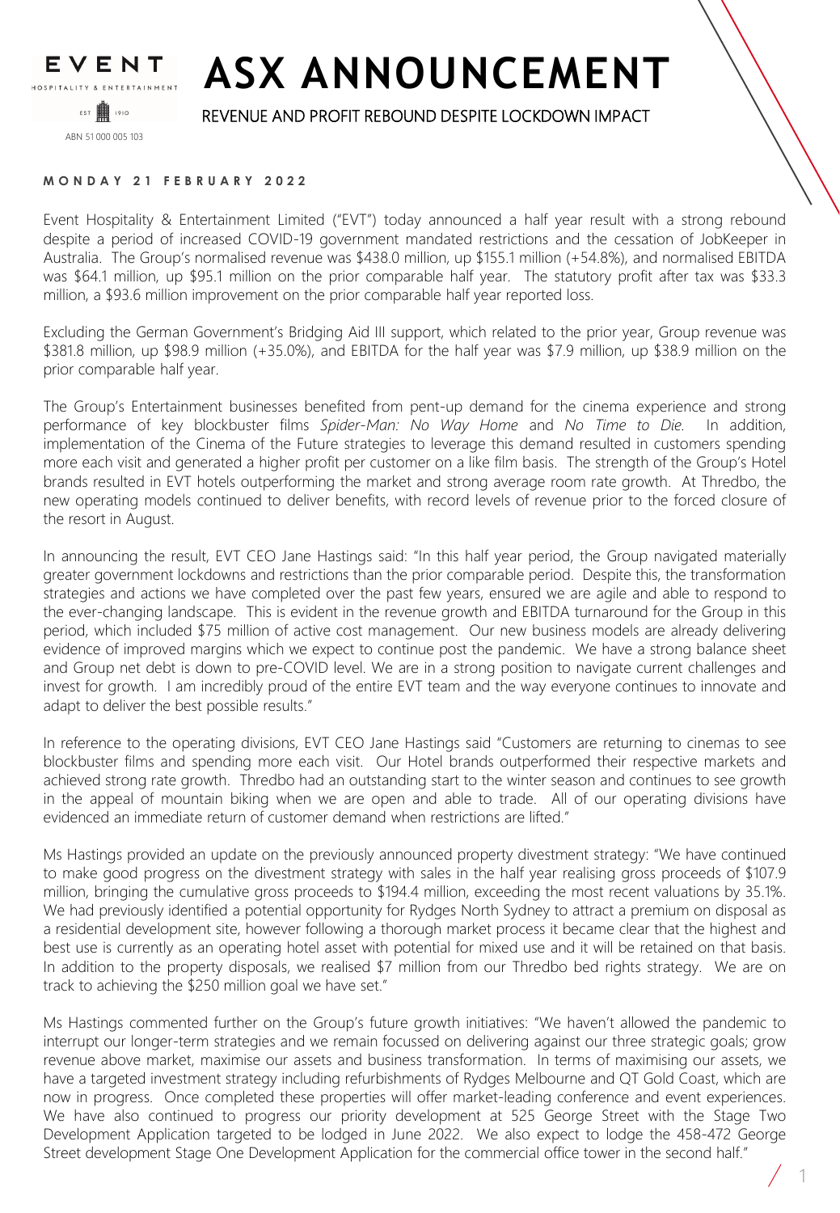EVENT
HOSPITALITY & ENTERTAINMENT
EST 1910
ABN 51 000 005 103

# ASX ANNOUNCEMENT

REVENUE AND PROFIT REBOUND DESPITE LOCKDOWN IMPACT

**MONDAY 21 FEBRUARY 2022**

Event Hospitality & Entertainment Limited ("EVT") today announced a half year result with a strong rebound despite a period of increased COVID-19 government mandated restrictions and the cessation of JobKeeper in Australia. The Group's normalised revenue was $438.0 million, up $155.1 million (+54.8%), and normalised EBITDA was $64.1 million, up $95.1 million on the prior comparable half year. The statutory profit after tax was $33.3 million, a $93.6 million improvement on the prior comparable half year reported loss.

Excluding the German Government's Bridging Aid III support, which related to the prior year, Group revenue was $381.8 million, up $98.9 million (+35.0%), and EBITDA for the half year was $7.9 million, up $38.9 million on the prior comparable half year.

The Group's Entertainment businesses benefited from pent-up demand for the cinema experience and strong performance of key blockbuster films *Spider-Man: No Way Home* and *No Time to Die*. In addition, implementation of the Cinema of the Future strategies to leverage this demand resulted in customers spending more each visit and generated a higher profit per customer on a like film basis. The strength of the Group's Hotel brands resulted in EVT hotels outperforming the market and strong average room rate growth. At Thredbo, the new operating models continued to deliver benefits, with record levels of revenue prior to the forced closure of the resort in August.

In announcing the result, EVT CEO Jane Hastings said: "In this half year period, the Group navigated materially greater government lockdowns and restrictions than the prior comparable period. Despite this, the transformation strategies and actions we have completed over the past few years, ensured we are agile and able to respond to the ever-changing landscape. This is evident in the revenue growth and EBITDA turnaround for the Group in this period, which included $75 million of active cost management. Our new business models are already delivering evidence of improved margins which we expect to continue post the pandemic. We have a strong balance sheet and Group net debt is down to pre-COVID level. We are in a strong position to navigate current challenges and invest for growth. I am incredibly proud of the entire EVT team and the way everyone continues to innovate and adapt to deliver the best possible results."

In reference to the operating divisions, EVT CEO Jane Hastings said "Customers are returning to cinemas to see blockbuster films and spending more each visit. Our Hotel brands outperformed their respective markets and achieved strong rate growth. Thredbo had an outstanding start to the winter season and continues to see growth in the appeal of mountain biking when we are open and able to trade. All of our operating divisions have evidenced an immediate return of customer demand when restrictions are lifted."

Ms Hastings provided an update on the previously announced property divestment strategy: "We have continued to make good progress on the divestment strategy with sales in the half year realising gross proceeds of $107.9 million, bringing the cumulative gross proceeds to $194.4 million, exceeding the most recent valuations by 35.1%. We had previously identified a potential opportunity for Rydges North Sydney to attract a premium on disposal as a residential development site, however following a thorough market process it became clear that the highest and best use is currently as an operating hotel asset with potential for mixed use and it will be retained on that basis. In addition to the property disposals, we realised $7 million from our Thredbo bed rights strategy. We are on track to achieving the $250 million goal we have set."

Ms Hastings commented further on the Group's future growth initiatives: "We haven't allowed the pandemic to interrupt our longer-term strategies and we remain focussed on delivering against our three strategic goals; grow revenue above market, maximise our assets and business transformation. In terms of maximising our assets, we have a targeted investment strategy including refurbishments of Rydges Melbourne and QT Gold Coast, which are now in progress. Once completed these properties will offer market-leading conference and event experiences. We have also continued to progress our priority development at 525 George Street with the Stage Two Development Application targeted to be lodged in June 2022. We also expect to lodge the 458-472 George Street development Stage One Development Application for the commercial office tower in the second half."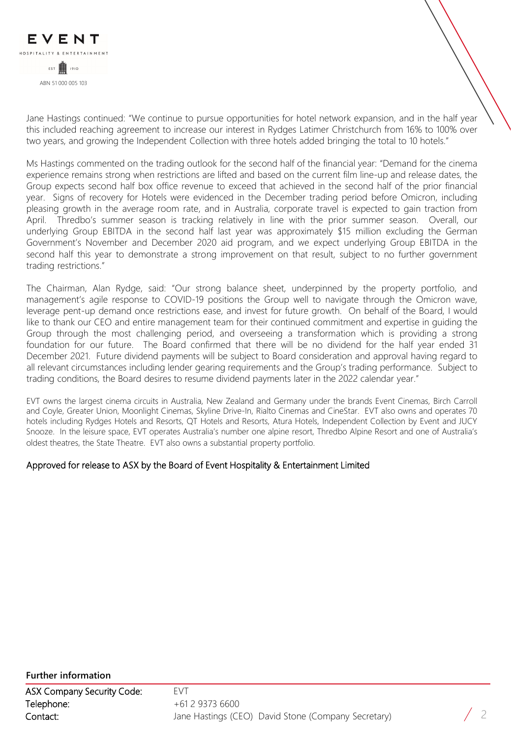Jane Hastings continued: "We continue to pursue opportunities for hotel network expansion, and in the half year this included reaching agreement to increase our interest in Rydges Latimer Christchurch from 16% to 100% over two years, and growing the Independent Collection with three hotels added bringing the total to 10 hotels."

Ms Hastings commented on the trading outlook for the second half of the financial year: "Demand for the cinema experience remains strong when restrictions are lifted and based on the current film line-up and release dates, the Group expects second half box office revenue to exceed that achieved in the second half of the prior financial year. Signs of recovery for Hotels were evidenced in the December trading period before Omicron, including pleasing growth in the average room rate, and in Australia, corporate travel is expected to gain traction from April. Thredbo's summer season is tracking relatively in line with the prior summer season. Overall, our underlying Group EBITDA in the second half last year was approximately $15 million excluding the German Government's November and December 2020 aid program, and we expect underlying Group EBITDA in the second half this year to demonstrate a strong improvement on that result, subject to no further government trading restrictions."

The Chairman, Alan Rydge, said: "Our strong balance sheet, underpinned by the property portfolio, and management's agile response to COVID-19 positions the Group well to navigate through the Omicron wave, leverage pent-up demand once restrictions ease, and invest for future growth. On behalf of the Board, I would like to thank our CEO and entire management team for their continued commitment and expertise in guiding the Group through the most challenging period, and overseeing a transformation which is providing a strong foundation for our future. The Board confirmed that there will be no dividend for the half year ended 31 December 2021. Future dividend payments will be subject to Board consideration and approval having regard to all relevant circumstances including lender gearing requirements and the Group's trading performance. Subject to trading conditions, the Board desires to resume dividend payments later in the 2022 calendar year."

EVT owns the largest cinema circuits in Australia, New Zealand and Germany under the brands Event Cinemas, Birch Carroll and Coyle, Greater Union, Moonlight Cinemas, Skyline Drive-In, Rialto Cinemas and CineStar. EVT also owns and operates 70 hotels including Rydges Hotels and Resorts, QT Hotels and Resorts, Atura Hotels, Independent Collection by Event and JUCY Snooze. In the leisure space, EVT operates Australia's number one alpine resort, Thredbo Alpine Resort and one of Australia's oldest theatres, the State Theatre. EVT also owns a substantial property portfolio.

Approved for release to ASX by the Board of Event Hospitality & Entertainment Limited

**Further information**

| | |
|---|---|
| ASX Company Security Code: | EVT |
| Telephone: | +61 2 9373 6600 |
| Contact: | Jane Hastings (CEO) David Stone (Company Secretary) |